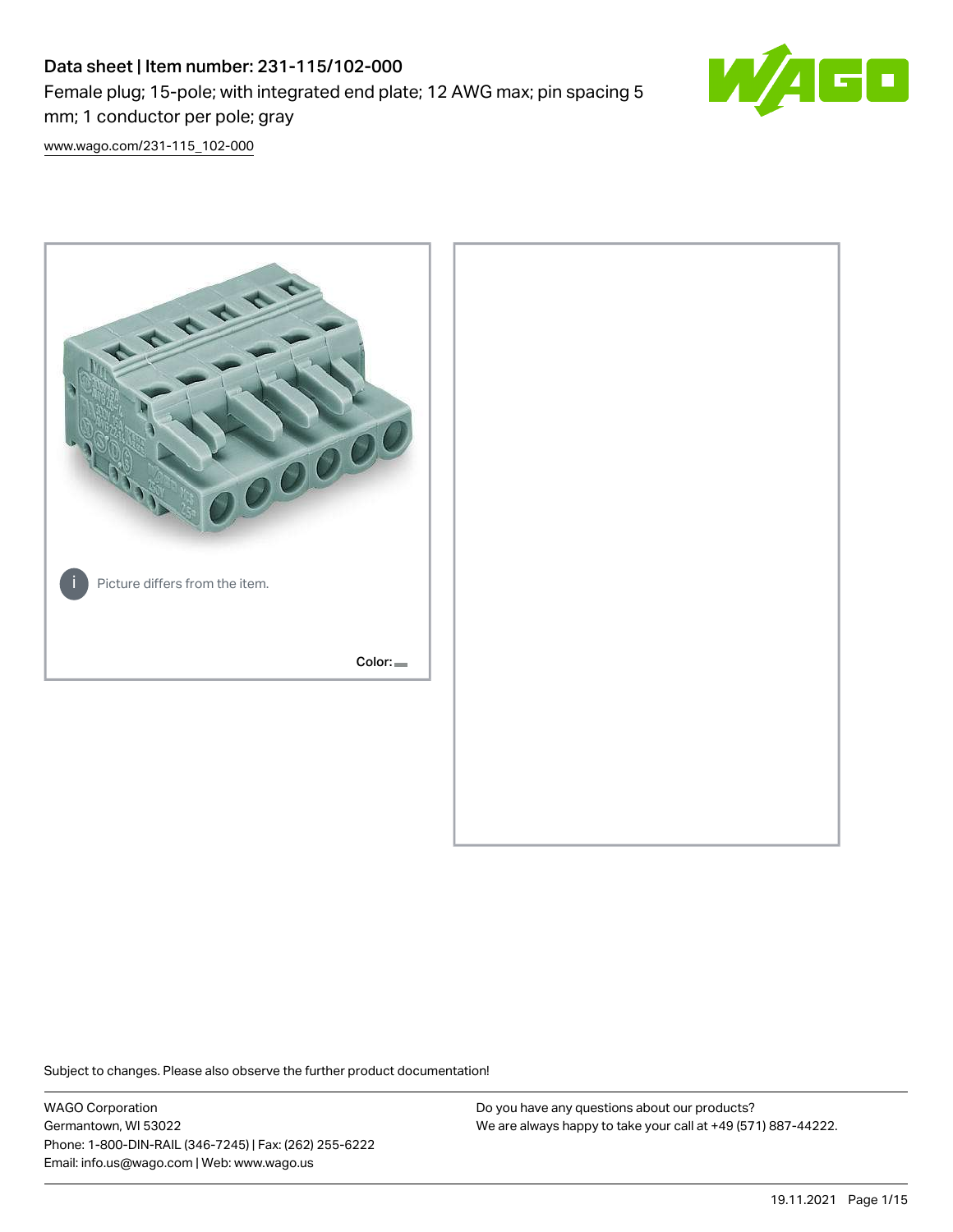# Data sheet | Item number: 231-115/102-000

Female plug; 15-pole; with integrated end plate; 12 AWG max; pin spacing 5 mm; 1 conductor per pole; gray

www.wago.com/231-115_102-000

Picture differs from the item.

Color:

Subject to changes. Please also observe the further product documentation!

WAGO Corporation
Germantown, WI 53022
Phone: 1-800-DIN-RAIL (346-7245) | Fax: (262) 255-6222
Email: info.us@wago.com | Web: www.wago.us

Do you have any questions about our products?
We are always happy to take your call at +49 (571) 887-44222.

19.11.2021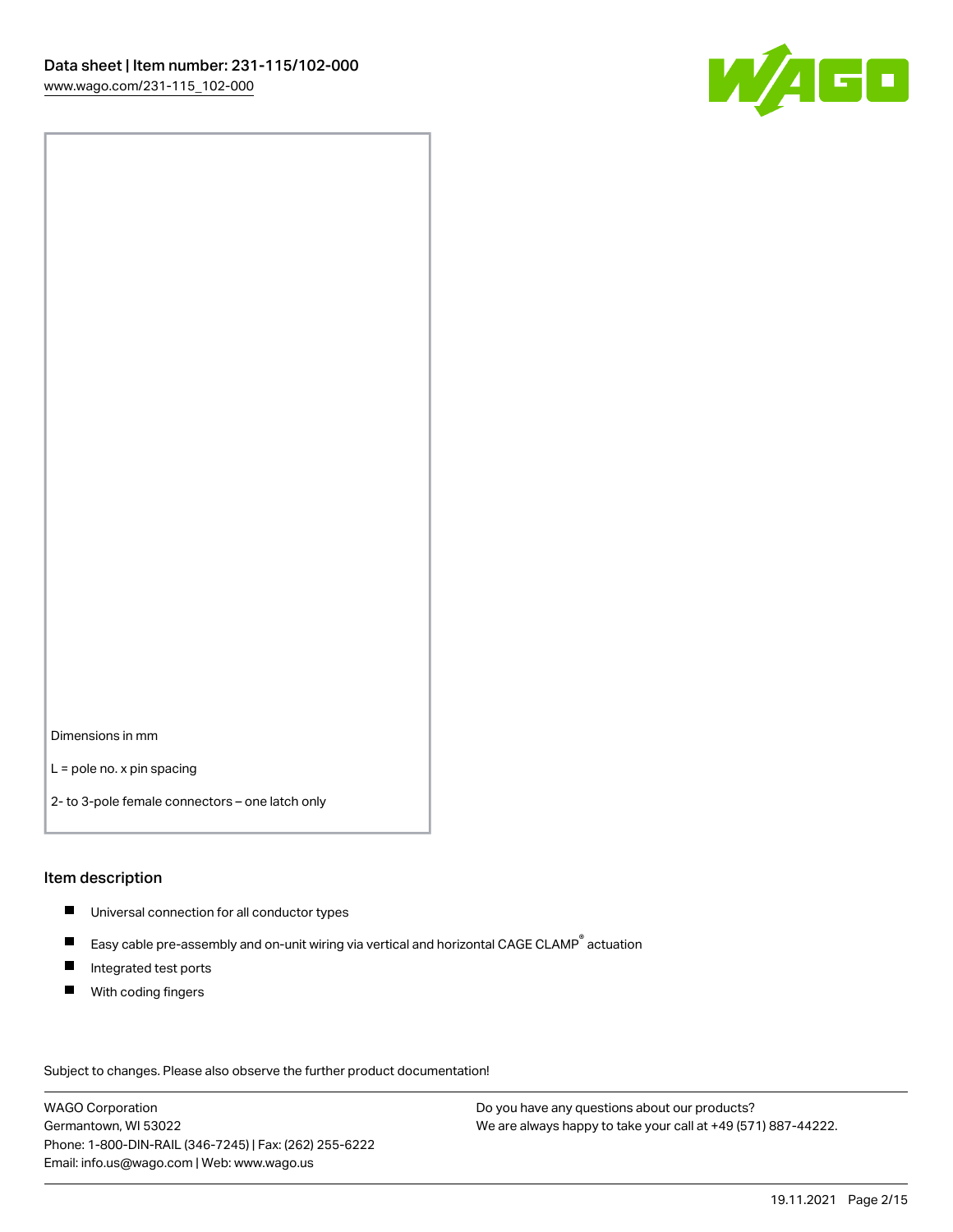Dimensions in mm

L = pole no. x pin spacing

2- to 3-pole female connectors – one latch only

## Item description

- Universal connection for all conductor types
- Easy cable pre-assembly and on-unit wiring via vertical and horizontal CAGE CLAMP® actuation
- Integrated test ports
- With coding fingers

Subject to changes. Please also observe the further product documentation!

WAGO Corporation
Germantown, WI 53022
Phone: 1-800-DIN-RAIL (346-7245) | Fax: (262) 255-6222
Email: info.us@wago.com | Web: www.wago.us

Do you have any questions about our products?
We are always happy to take your call at +49 (571) 887-44222.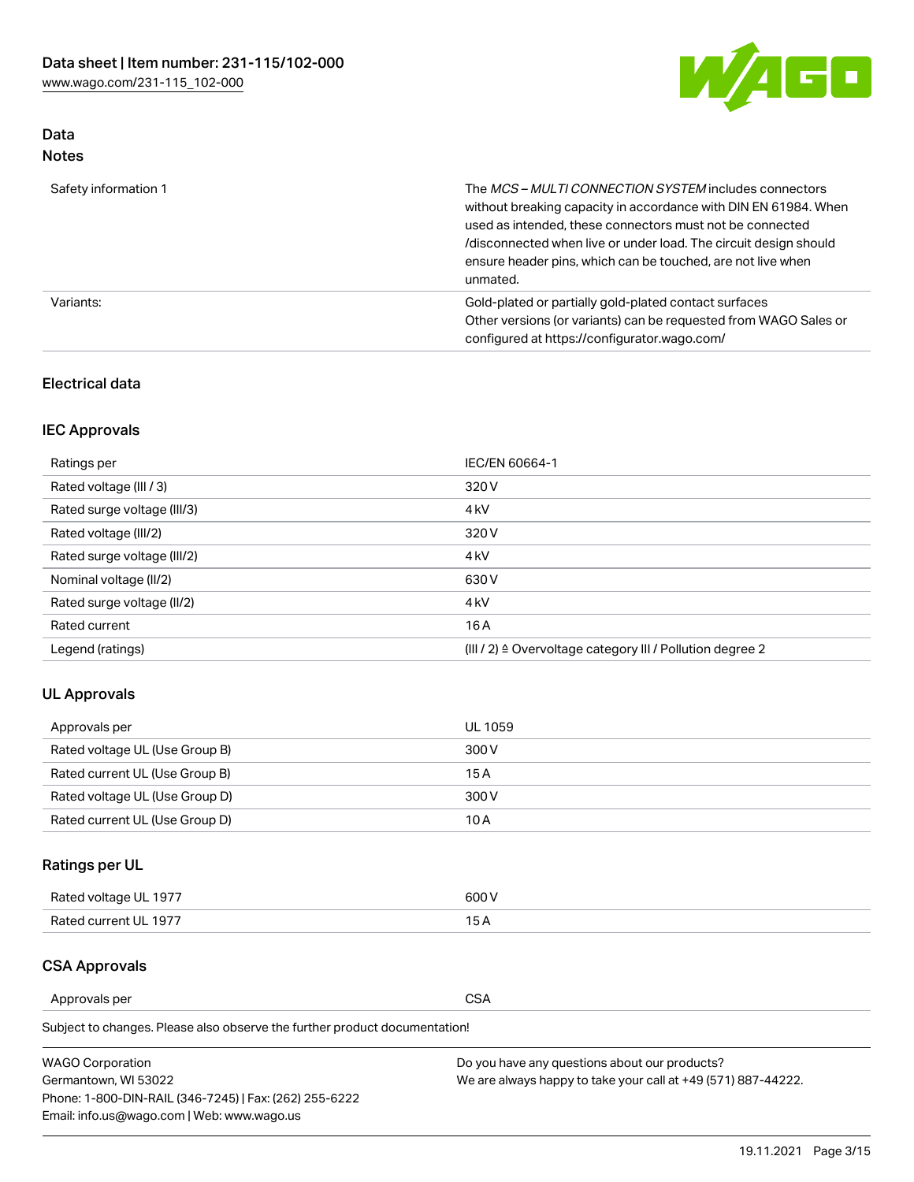## Data
### Notes

| | |
|---|---|
| Safety information 1 | The *MCS – MULTI CONNECTION SYSTEM* includes connectors without breaking capacity in accordance with DIN EN 61984. When used as intended, these connectors must not be connected /disconnected when live or under load. The circuit design should ensure header pins, which can be touched, are not live when unmated. |
| Variants: | Gold-plated or partially gold-plated contact surfaces<br>Other versions (or variants) can be requested from WAGO Sales or configured at https://configurator.wago.com/ |

### Electrical data

### IEC Approvals

| | |
|---|---|
| Ratings per | IEC/EN 60664-1 |
| Rated voltage (III / 3) | 320 V |
| Rated surge voltage (III/3) | 4 kV |
| Rated voltage (III/2) | 320 V |
| Rated surge voltage (III/2) | 4 kV |
| Nominal voltage (II/2) | 630 V |
| Rated surge voltage (II/2) | 4 kV |
| Rated current | 16 A |
| Legend (ratings) | (III / 2) ≙ Overvoltage category III / Pollution degree 2 |

### UL Approvals

| | |
|---|---|
| Approvals per | UL 1059 |
| Rated voltage UL (Use Group B) | 300 V |
| Rated current UL (Use Group B) | 15 A |
| Rated voltage UL (Use Group D) | 300 V |
| Rated current UL (Use Group D) | 10 A |

### Ratings per UL

| | |
|---|---|
| Rated voltage UL 1977 | 600 V |
| Rated current UL 1977 | 15 A |

### CSA Approvals

| | |
|---|---|
| Approvals per | CSA |

Subject to changes. Please also observe the further product documentation!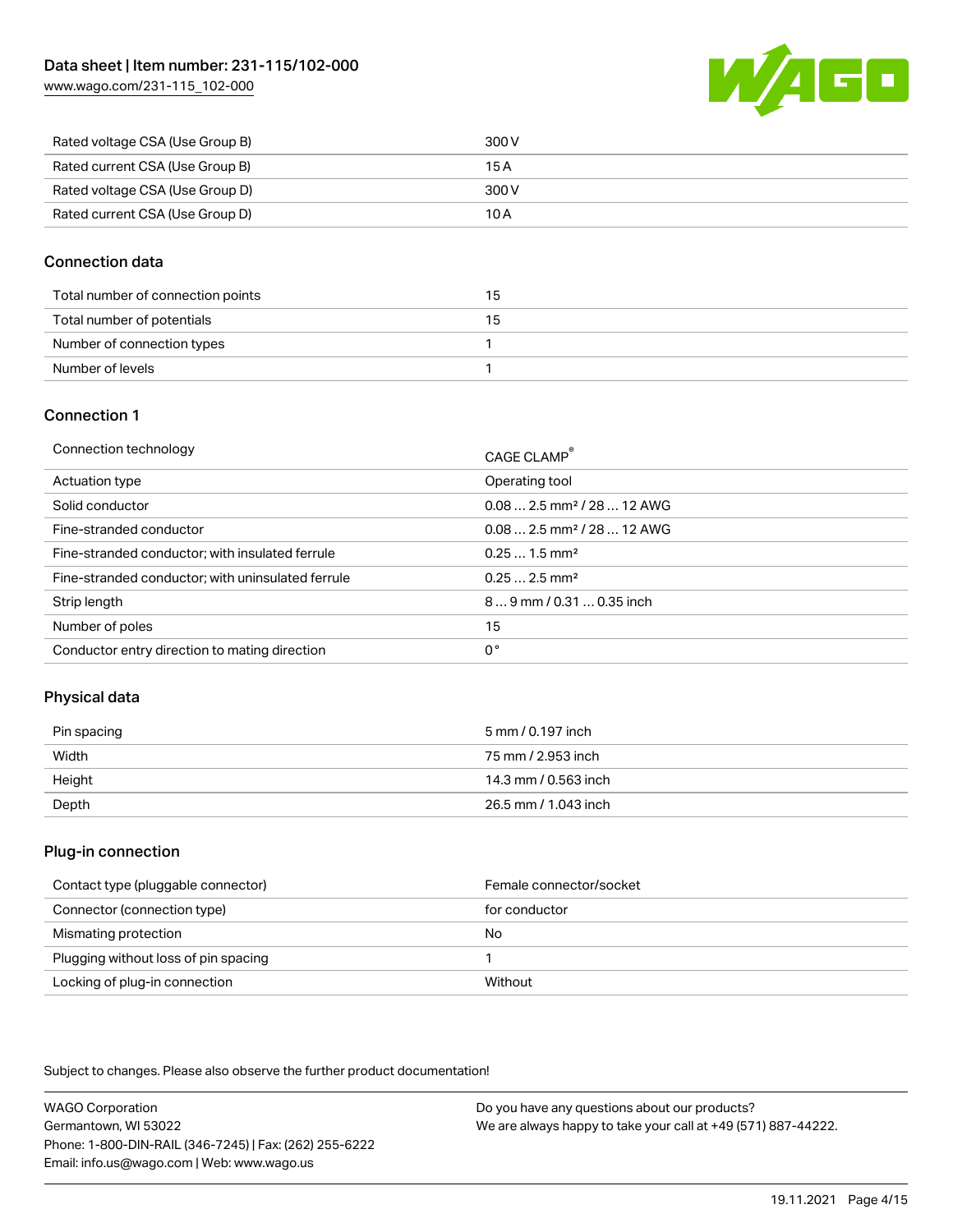| | |
|---|---|
| Rated voltage CSA (Use Group B) | 300 V |
| Rated current CSA (Use Group B) | 15 A |
| Rated voltage CSA (Use Group D) | 300 V |
| Rated current CSA (Use Group D) | 10 A |

## Connection data

| | |
|---|---|
| Total number of connection points | 15 |
| Total number of potentials | 15 |
| Number of connection types | 1 |
| Number of levels | 1 |

## Connection 1

| | |
|---|---|
| Connection technology | CAGE CLAMP® |
| Actuation type | Operating tool |
| Solid conductor | 0.08 … 2.5 mm² / 28 … 12 AWG |
| Fine-stranded conductor | 0.08 … 2.5 mm² / 28 … 12 AWG |
| Fine-stranded conductor; with insulated ferrule | 0.25 … 1.5 mm² |
| Fine-stranded conductor; with uninsulated ferrule | 0.25 … 2.5 mm² |
| Strip length | 8 … 9 mm / 0.31 … 0.35 inch |
| Number of poles | 15 |
| Conductor entry direction to mating direction | 0° |

## Physical data

| | |
|---|---|
| Pin spacing | 5 mm / 0.197 inch |
| Width | 75 mm / 2.953 inch |
| Height | 14.3 mm / 0.563 inch |
| Depth | 26.5 mm / 1.043 inch |

## Plug-in connection

| | |
|---|---|
| Contact type (pluggable connector) | Female connector/socket |
| Connector (connection type) | for conductor |
| Mismating protection | No |
| Plugging without loss of pin spacing | 1 |
| Locking of plug-in connection | Without |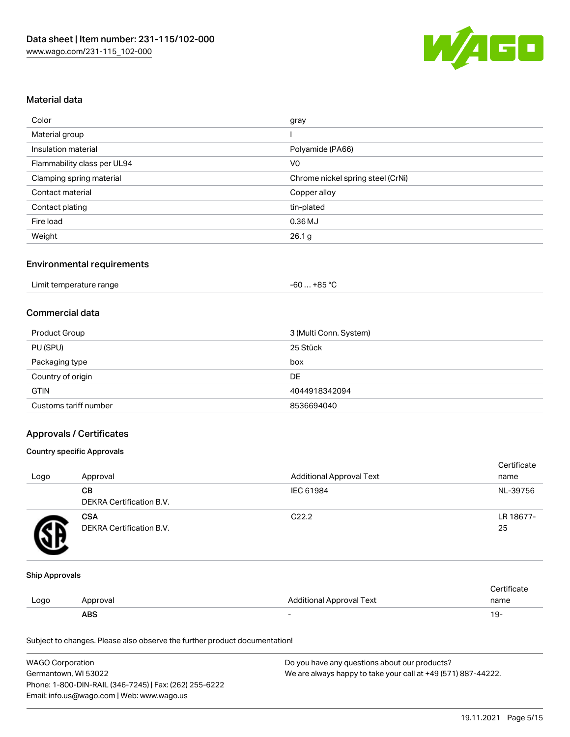## Material data

| Color | gray |
| --- | --- |
| Material group | I |
| Insulation material | Polyamide (PA66) |
| Flammability class per UL94 | V0 |
| Clamping spring material | Chrome nickel spring steel (CrNi) |
| Contact material | Copper alloy |
| Contact plating | tin-plated |
| Fire load | 0.36 MJ |
| Weight | 26.1 g |

## Environmental requirements

| Limit temperature range | -60 … +85 °C |
| --- | --- |

## Commercial data

| Product Group | 3 (Multi Conn. System) |
| --- | --- |
| PU (SPU) | 25 Stück |
| Packaging type | box |
| Country of origin | DE |
| GTIN | 4044918342094 |
| Customs tariff number | 8536694040 |

## Approvals / Certificates

### Country specific Approvals

| Logo | Approval | Additional Approval Text | Certificate name |
| --- | --- | --- | --- |
| | **CB**<br>DEKRA Certification B.V. | IEC 61984 | NL-39756 |
| | **CSA**<br>DEKRA Certification B.V. | C22.2 | LR 18677-25 |

### Ship Approvals

| Logo | Approval | Additional Approval Text | Certificate name |
| --- | --- | --- | --- |
| | **ABS** | - | 19- |

Subject to changes. Please also observe the further product documentation!

WAGO Corporation
Germantown, WI 53022
Phone: 1-800-DIN-RAIL (346-7245) | Fax: (262) 255-6222
Email: info.us@wago.com | Web: www.wago.us

Do you have any questions about our products?
We are always happy to take your call at +49 (571) 887-44222.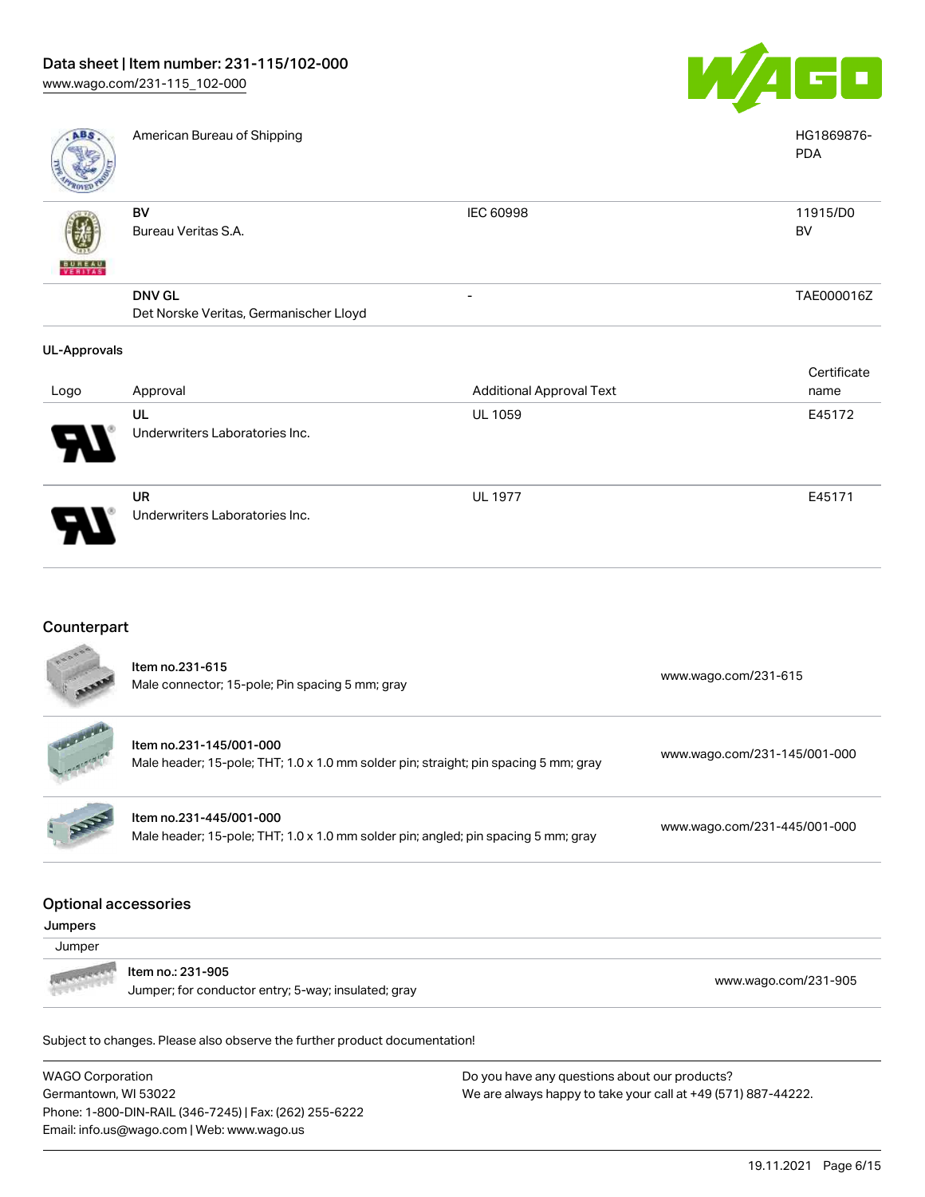| Logo | Approval | Additional Approval Text | Certificate name |
|---|---|---|---|
| | American Bureau of Shipping | | HG1869876-PDA |
| | **BV** Bureau Veritas S.A. | IEC 60998 | 11915/D0 BV |
| | **DNV GL** Det Norske Veritas, Germanischer Lloyd | - | TAE000016Z |

**UL-Approvals**

| Logo | Approval | Additional Approval Text | Certificate name |
|---|---|---|---|
| | **UL** Underwriters Laboratories Inc. | UL 1059 | E45172 |
| | **UR** Underwriters Laboratories Inc. | UL 1977 | E45171 |

## Counterpart

| Item | Link |
|---|---|
| Item no.231-615<br>Male connector; 15-pole; Pin spacing 5 mm; gray | www.wago.com/231-615 |
| Item no.231-145/001-000<br>Male header; 15-pole; THT; 1.0 x 1.0 mm solder pin; straight; pin spacing 5 mm; gray | www.wago.com/231-145/001-000 |
| Item no.231-445/001-000<br>Male header; 15-pole; THT; 1.0 x 1.0 mm solder pin; angled; pin spacing 5 mm; gray | www.wago.com/231-445/001-000 |

## Optional accessories

**Jumpers**

| Jumper | |
|---|---|
| Item no.: 231-905<br>Jumper; for conductor entry; 5-way; insulated; gray | www.wago.com/231-905 |

Subject to changes. Please also observe the further product documentation!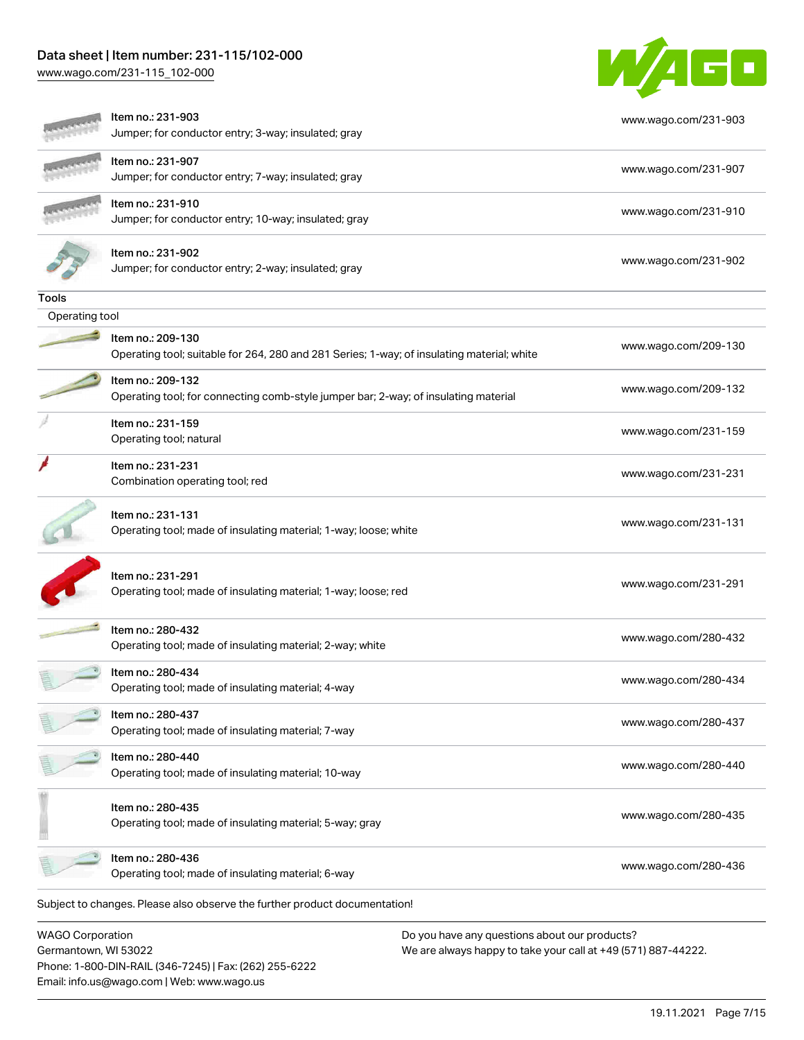| Item | Description | Link |
| --- | --- | --- |
| Item no.: 231-903 | Jumper; for conductor entry; 3-way; insulated; gray | www.wago.com/231-903 |
| Item no.: 231-907 | Jumper; for conductor entry; 7-way; insulated; gray | www.wago.com/231-907 |
| Item no.: 231-910 | Jumper; for conductor entry; 10-way; insulated; gray | www.wago.com/231-910 |
| Item no.: 231-902 | Jumper; for conductor entry; 2-way; insulated; gray | www.wago.com/231-902 |

## Tools

### Operating tool

| Item | Description | Link |
| --- | --- | --- |
| Item no.: 209-130 | Operating tool; suitable for 264, 280 and 281 Series; 1-way; of insulating material; white | www.wago.com/209-130 |
| Item no.: 209-132 | Operating tool; for connecting comb-style jumper bar; 2-way; of insulating material | www.wago.com/209-132 |
| Item no.: 231-159 | Operating tool; natural | www.wago.com/231-159 |
| Item no.: 231-231 | Combination operating tool; red | www.wago.com/231-231 |
| Item no.: 231-131 | Operating tool; made of insulating material; 1-way; loose; white | www.wago.com/231-131 |
| Item no.: 231-291 | Operating tool; made of insulating material; 1-way; loose; red | www.wago.com/231-291 |
| Item no.: 280-432 | Operating tool; made of insulating material; 2-way; white | www.wago.com/280-432 |
| Item no.: 280-434 | Operating tool; made of insulating material; 4-way | www.wago.com/280-434 |
| Item no.: 280-437 | Operating tool; made of insulating material; 7-way | www.wago.com/280-437 |
| Item no.: 280-440 | Operating tool; made of insulating material; 10-way | www.wago.com/280-440 |
| Item no.: 280-435 | Operating tool; made of insulating material; 5-way; gray | www.wago.com/280-435 |
| Item no.: 280-436 | Operating tool; made of insulating material; 6-way | www.wago.com/280-436 |

Subject to changes. Please also observe the further product documentation!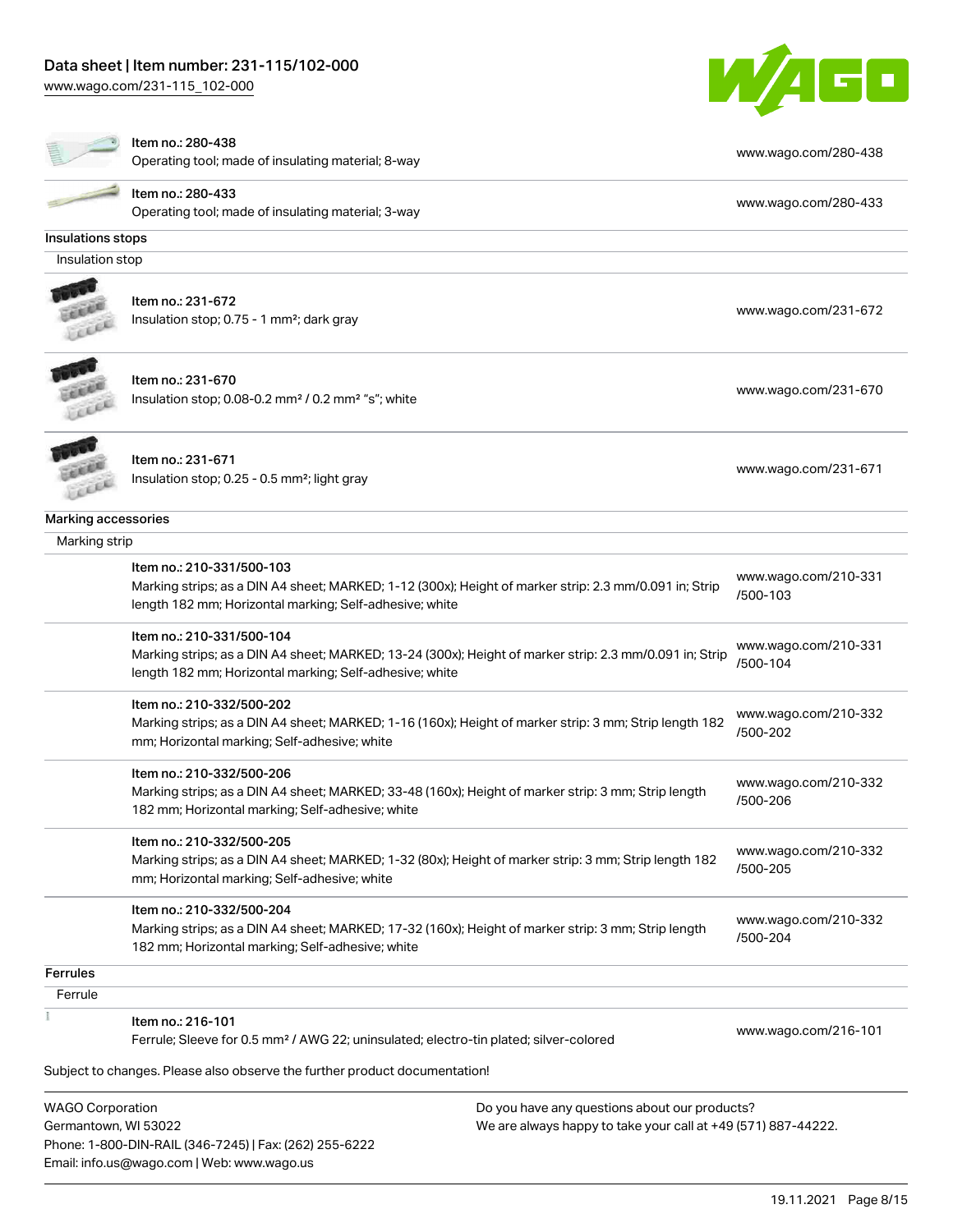| | |
|---|---|
| Item no.: 280-438<br>Operating tool; made of insulating material; 8-way | www.wago.com/280-438 |
| Item no.: 280-433<br>Operating tool; made of insulating material; 3-way | www.wago.com/280-433 |

**Insulations stops**

Insulation stop

| | |
|---|---|
| Item no.: 231-672<br>Insulation stop; 0.75 - 1 mm²; dark gray | www.wago.com/231-672 |
| Item no.: 231-670<br>Insulation stop; 0.08-0.2 mm² / 0.2 mm² "s"; white | www.wago.com/231-670 |
| Item no.: 231-671<br>Insulation stop; 0.25 - 0.5 mm²; light gray | www.wago.com/231-671 |

**Marking accessories**

Marking strip

| | |
|---|---|
| Item no.: 210-331/500-103<br>Marking strips; as a DIN A4 sheet; MARKED; 1-12 (300x); Height of marker strip: 2.3 mm/0.091 in; Strip length 182 mm; Horizontal marking; Self-adhesive; white | www.wago.com/210-331/500-103 |
| Item no.: 210-331/500-104<br>Marking strips; as a DIN A4 sheet; MARKED; 13-24 (300x); Height of marker strip: 2.3 mm/0.091 in; Strip length 182 mm; Horizontal marking; Self-adhesive; white | www.wago.com/210-331/500-104 |
| Item no.: 210-332/500-202<br>Marking strips; as a DIN A4 sheet; MARKED; 1-16 (160x); Height of marker strip: 3 mm; Strip length 182 mm; Horizontal marking; Self-adhesive; white | www.wago.com/210-332/500-202 |
| Item no.: 210-332/500-206<br>Marking strips; as a DIN A4 sheet; MARKED; 33-48 (160x); Height of marker strip: 3 mm; Strip length 182 mm; Horizontal marking; Self-adhesive; white | www.wago.com/210-332/500-206 |
| Item no.: 210-332/500-205<br>Marking strips; as a DIN A4 sheet; MARKED; 1-32 (80x); Height of marker strip: 3 mm; Strip length 182 mm; Horizontal marking; Self-adhesive; white | www.wago.com/210-332/500-205 |
| Item no.: 210-332/500-204<br>Marking strips; as a DIN A4 sheet; MARKED; 17-32 (160x); Height of marker strip: 3 mm; Strip length 182 mm; Horizontal marking; Self-adhesive; white | www.wago.com/210-332/500-204 |

**Ferrules**

Ferrule

| | |
|---|---|
| Item no.: 216-101<br>Ferrule; Sleeve for 0.5 mm² / AWG 22; uninsulated; electro-tin plated; silver-colored | www.wago.com/216-101 |

Subject to changes. Please also observe the further product documentation!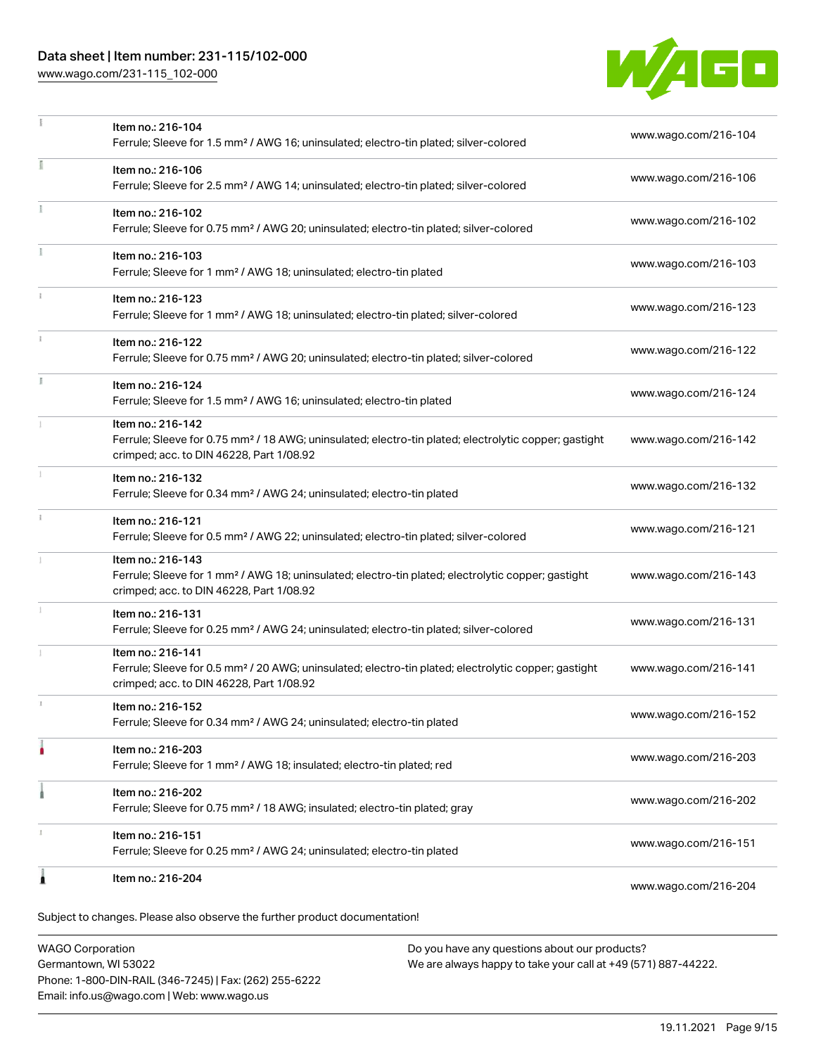| Item | Link |
| --- | --- |
| Item no.: 216-104<br>Ferrule; Sleeve for 1.5 mm² / AWG 16; uninsulated; electro-tin plated; silver-colored | www.wago.com/216-104 |
| Item no.: 216-106<br>Ferrule; Sleeve for 2.5 mm² / AWG 14; uninsulated; electro-tin plated; silver-colored | www.wago.com/216-106 |
| Item no.: 216-102<br>Ferrule; Sleeve for 0.75 mm² / AWG 20; uninsulated; electro-tin plated; silver-colored | www.wago.com/216-102 |
| Item no.: 216-103<br>Ferrule; Sleeve for 1 mm² / AWG 18; uninsulated; electro-tin plated | www.wago.com/216-103 |
| Item no.: 216-123<br>Ferrule; Sleeve for 1 mm² / AWG 18; uninsulated; electro-tin plated; silver-colored | www.wago.com/216-123 |
| Item no.: 216-122<br>Ferrule; Sleeve for 0.75 mm² / AWG 20; uninsulated; electro-tin plated; silver-colored | www.wago.com/216-122 |
| Item no.: 216-124<br>Ferrule; Sleeve for 1.5 mm² / AWG 16; uninsulated; electro-tin plated | www.wago.com/216-124 |
| Item no.: 216-142<br>Ferrule; Sleeve for 0.75 mm² / 18 AWG; uninsulated; electro-tin plated; electrolytic copper; gastight crimped; acc. to DIN 46228, Part 1/08.92 | www.wago.com/216-142 |
| Item no.: 216-132<br>Ferrule; Sleeve for 0.34 mm² / AWG 24; uninsulated; electro-tin plated | www.wago.com/216-132 |
| Item no.: 216-121<br>Ferrule; Sleeve for 0.5 mm² / AWG 22; uninsulated; electro-tin plated; silver-colored | www.wago.com/216-121 |
| Item no.: 216-143<br>Ferrule; Sleeve for 1 mm² / AWG 18; uninsulated; electro-tin plated; electrolytic copper; gastight crimped; acc. to DIN 46228, Part 1/08.92 | www.wago.com/216-143 |
| Item no.: 216-131<br>Ferrule; Sleeve for 0.25 mm² / AWG 24; uninsulated; electro-tin plated; silver-colored | www.wago.com/216-131 |
| Item no.: 216-141<br>Ferrule; Sleeve for 0.5 mm² / 20 AWG; uninsulated; electro-tin plated; electrolytic copper; gastight crimped; acc. to DIN 46228, Part 1/08.92 | www.wago.com/216-141 |
| Item no.: 216-152<br>Ferrule; Sleeve for 0.34 mm² / AWG 24; uninsulated; electro-tin plated | www.wago.com/216-152 |
| Item no.: 216-203<br>Ferrule; Sleeve for 1 mm² / AWG 18; insulated; electro-tin plated; red | www.wago.com/216-203 |
| Item no.: 216-202<br>Ferrule; Sleeve for 0.75 mm² / 18 AWG; insulated; electro-tin plated; gray | www.wago.com/216-202 |
| Item no.: 216-151<br>Ferrule; Sleeve for 0.25 mm² / AWG 24; uninsulated; electro-tin plated | www.wago.com/216-151 |
| Item no.: 216-204 | www.wago.com/216-204 |

Subject to changes. Please also observe the further product documentation!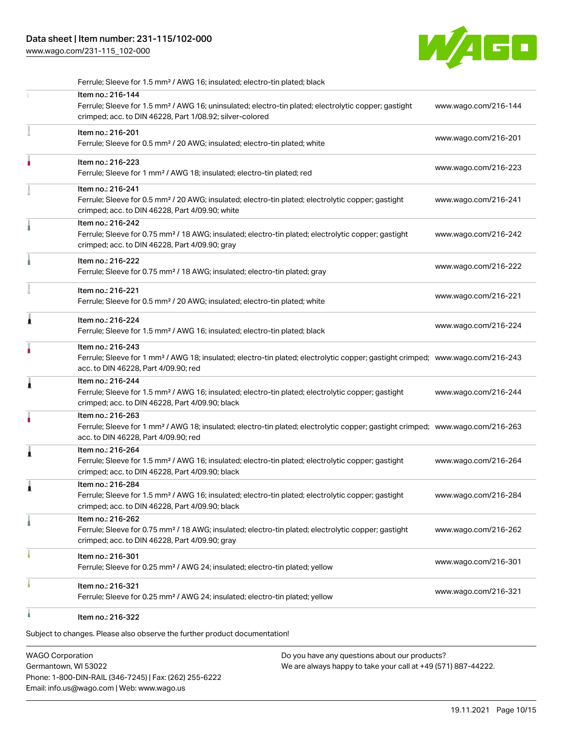Ferrule; Sleeve for 1.5 mm² / AWG 16; insulated; electro-tin plated; black

| | | |
|---|---|---|
| | Item no.: 216-144<br>Ferrule; Sleeve for 1.5 mm² / AWG 16; uninsulated; electro-tin plated; electrolytic copper; gastight crimped; acc. to DIN 46228, Part 1/08.92; silver-colored | www.wago.com/216-144 |
| | Item no.: 216-201<br>Ferrule; Sleeve for 0.5 mm² / 20 AWG; insulated; electro-tin plated; white | www.wago.com/216-201 |
| | Item no.: 216-223<br>Ferrule; Sleeve for 1 mm² / AWG 18; insulated; electro-tin plated; red | www.wago.com/216-223 |
| | Item no.: 216-241<br>Ferrule; Sleeve for 0.5 mm² / 20 AWG; insulated; electro-tin plated; electrolytic copper; gastight crimped; acc. to DIN 46228, Part 4/09.90; white | www.wago.com/216-241 |
| | Item no.: 216-242<br>Ferrule; Sleeve for 0.75 mm² / 18 AWG; insulated; electro-tin plated; electrolytic copper; gastight crimped; acc. to DIN 46228, Part 4/09.90; gray | www.wago.com/216-242 |
| | Item no.: 216-222<br>Ferrule; Sleeve for 0.75 mm² / 18 AWG; insulated; electro-tin plated; gray | www.wago.com/216-222 |
| | Item no.: 216-221<br>Ferrule; Sleeve for 0.5 mm² / 20 AWG; insulated; electro-tin plated; white | www.wago.com/216-221 |
| | Item no.: 216-224<br>Ferrule; Sleeve for 1.5 mm² / AWG 16; insulated; electro-tin plated; black | www.wago.com/216-224 |
| | Item no.: 216-243<br>Ferrule; Sleeve for 1 mm² / AWG 18; insulated; electro-tin plated; electrolytic copper; gastight crimped; acc. to DIN 46228, Part 4/09.90; red | www.wago.com/216-243 |
| | Item no.: 216-244<br>Ferrule; Sleeve for 1.5 mm² / AWG 16; insulated; electro-tin plated; electrolytic copper; gastight crimped; acc. to DIN 46228, Part 4/09.90; black | www.wago.com/216-244 |
| | Item no.: 216-263<br>Ferrule; Sleeve for 1 mm² / AWG 18; insulated; electro-tin plated; electrolytic copper; gastight crimped; acc. to DIN 46228, Part 4/09.90; red | www.wago.com/216-263 |
| | Item no.: 216-264<br>Ferrule; Sleeve for 1.5 mm² / AWG 16; insulated; electro-tin plated; electrolytic copper; gastight crimped; acc. to DIN 46228, Part 4/09.90; black | www.wago.com/216-264 |
| | Item no.: 216-284<br>Ferrule; Sleeve for 1.5 mm² / AWG 16; insulated; electro-tin plated; electrolytic copper; gastight crimped; acc. to DIN 46228, Part 4/09.90; black | www.wago.com/216-284 |
| | Item no.: 216-262<br>Ferrule; Sleeve for 0.75 mm² / 18 AWG; insulated; electro-tin plated; electrolytic copper; gastight crimped; acc. to DIN 46228, Part 4/09.90; gray | www.wago.com/216-262 |
| | Item no.: 216-301<br>Ferrule; Sleeve for 0.25 mm² / AWG 24; insulated; electro-tin plated; yellow | www.wago.com/216-301 |
| | Item no.: 216-321<br>Ferrule; Sleeve for 0.25 mm² / AWG 24; insulated; electro-tin plated; yellow | www.wago.com/216-321 |
| | Item no.: 216-322 | |

Subject to changes. Please also observe the further product documentation!

WAGO Corporation
Germantown, WI 53022
Phone: 1-800-DIN-RAIL (346-7245) | Fax: (262) 255-6222
Email: info.us@wago.com | Web: www.wago.us

Do you have any questions about our products?
We are always happy to take your call at +49 (571) 887-44222.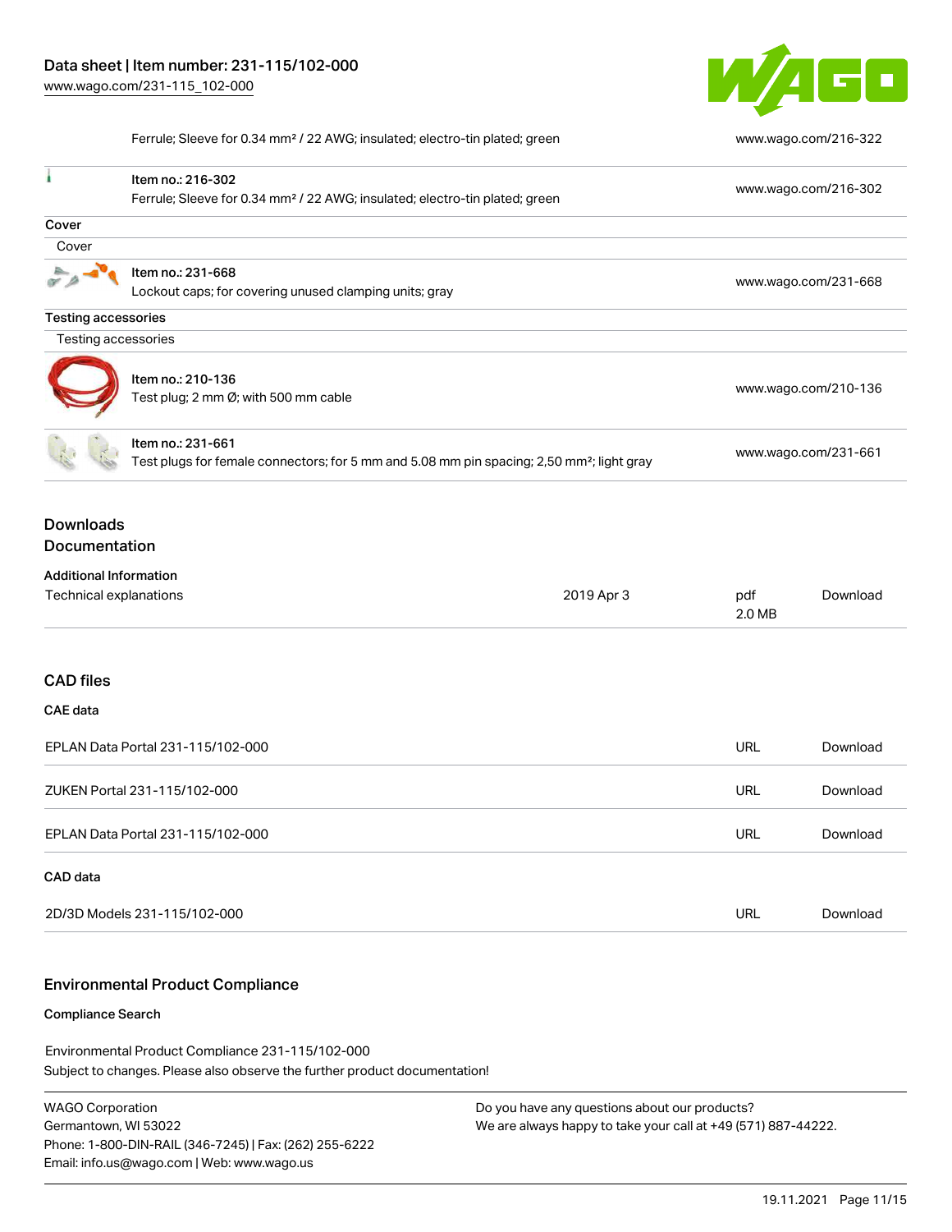| | | |
|---|---|---|
| | Ferrule; Sleeve for 0.34 mm² / 22 AWG; insulated; electro-tin plated; green | www.wago.com/216-322 |
| | Item no.: 216-302<br>Ferrule; Sleeve for 0.34 mm² / 22 AWG; insulated; electro-tin plated; green | www.wago.com/216-302 |

**Cover**

Cover

| | | |
|---|---|---|
| | Item no.: 231-668<br>Lockout caps; for covering unused clamping units; gray | www.wago.com/231-668 |

**Testing accessories**

Testing accessories

| | | |
|---|---|---|
| | Item no.: 210-136<br>Test plug; 2 mm Ø; with 500 mm cable | www.wago.com/210-136 |
| | Item no.: 231-661<br>Test plugs for female connectors; for 5 mm and 5.08 mm pin spacing; 2,50 mm²; light gray | www.wago.com/231-661 |

## Downloads
## Documentation

**Additional Information**

| | | | |
|---|---|---|---|
| Technical explanations | 2019 Apr 3 | pdf<br>2.0 MB | Download |

## CAD files

**CAE data**

| | | |
|---|---|---|
| EPLAN Data Portal 231-115/102-000 | URL | Download |
| ZUKEN Portal 231-115/102-000 | URL | Download |
| EPLAN Data Portal 231-115/102-000 | URL | Download |

**CAD data**

| | | |
|---|---|---|
| 2D/3D Models 231-115/102-000 | URL | Download |

## Environmental Product Compliance

**Compliance Search**

Environmental Product Compliance 231-115/102-000

Subject to changes. Please also observe the further product documentation!

WAGO Corporation
Germantown, WI 53022
Phone: 1-800-DIN-RAIL (346-7245) | Fax: (262) 255-6222
Email: info.us@wago.com | Web: www.wago.us

Do you have any questions about our products?
We are always happy to take your call at +49 (571) 887-44222.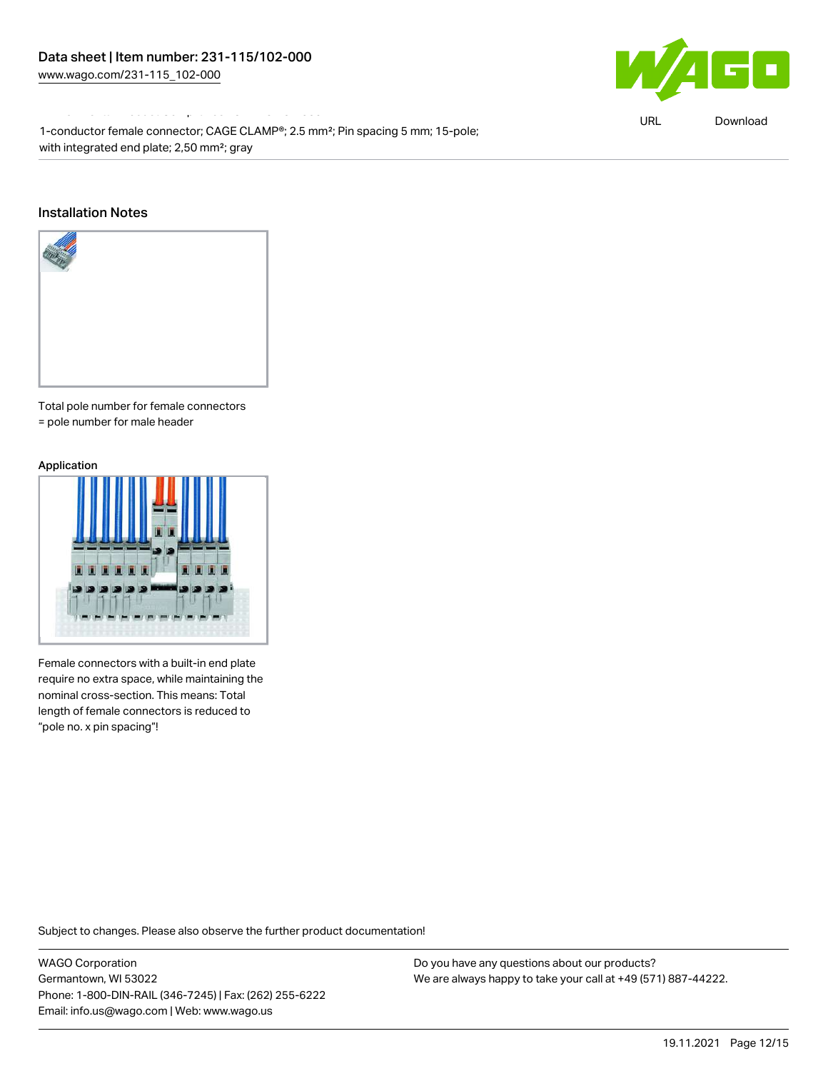1-conductor female connector; CAGE CLAMP®; 2.5 mm²; Pin spacing 5 mm; 15-pole; with integrated end plate; 2,50 mm²; gray

## Installation Notes

Total pole number for female connectors = pole number for male header

### Application

Female connectors with a built-in end plate require no extra space, while maintaining the nominal cross-section. This means: Total length of female connectors is reduced to "pole no. x pin spacing"!

Subject to changes. Please also observe the further product documentation!

WAGO Corporation
Germantown, WI 53022
Phone: 1-800-DIN-RAIL (346-7245) | Fax: (262) 255-6222
Email: info.us@wago.com | Web: www.wago.us

Do you have any questions about our products?
We are always happy to take your call at +49 (571) 887-44222.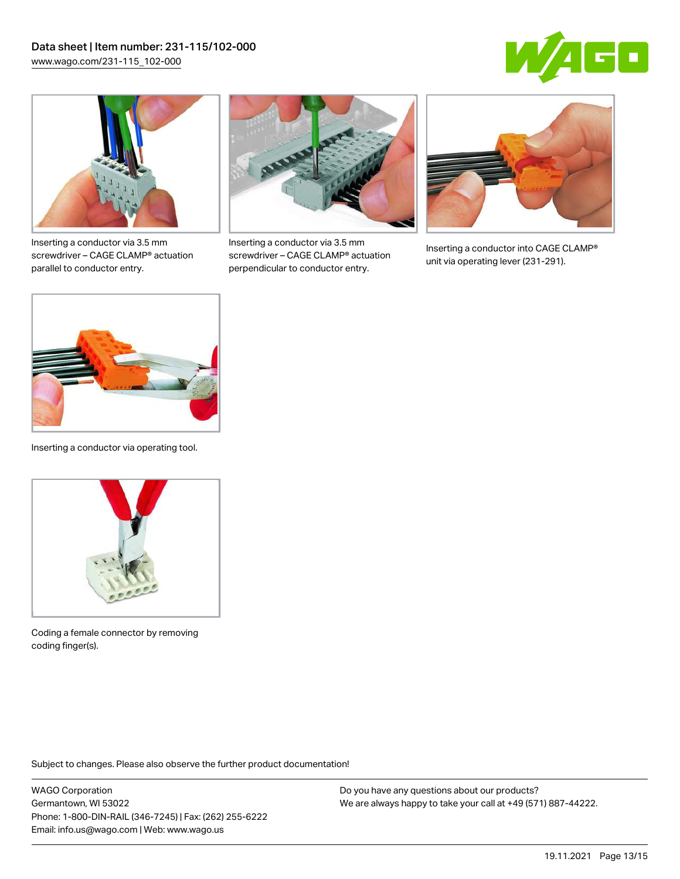Inserting a conductor via 3.5 mm screwdriver – CAGE CLAMP® actuation parallel to conductor entry.

Inserting a conductor via 3.5 mm screwdriver – CAGE CLAMP® actuation perpendicular to conductor entry.

Inserting a conductor into CAGE CLAMP® unit via operating lever (231-291).

Inserting a conductor via operating tool.

Coding a female connector by removing coding finger(s).

Subject to changes. Please also observe the further product documentation!

WAGO Corporation
Germantown, WI 53022
Phone: 1-800-DIN-RAIL (346-7245) | Fax: (262) 255-6222
Email: info.us@wago.com | Web: www.wago.us

Do you have any questions about our products?
We are always happy to take your call at +49 (571) 887-44222.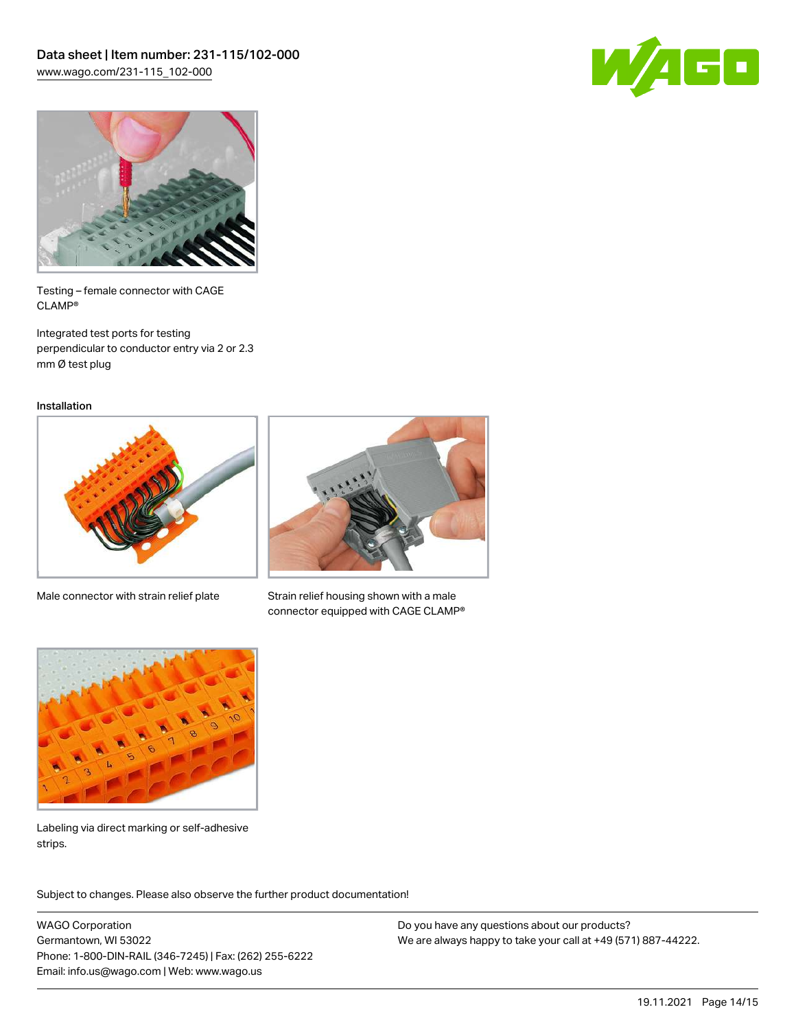Testing – female connector with CAGE CLAMP®

Integrated test ports for testing perpendicular to conductor entry via 2 or 2.3 mm Ø test plug

Installation

Male connector with strain relief plate

Strain relief housing shown with a male connector equipped with CAGE CLAMP®

Labeling via direct marking or self-adhesive strips.

Subject to changes. Please also observe the further product documentation!

WAGO Corporation
Germantown, WI 53022
Phone: 1-800-DIN-RAIL (346-7245) | Fax: (262) 255-6222
Email: info.us@wago.com | Web: www.wago.us

Do you have any questions about our products?
We are always happy to take your call at +49 (571) 887-44222.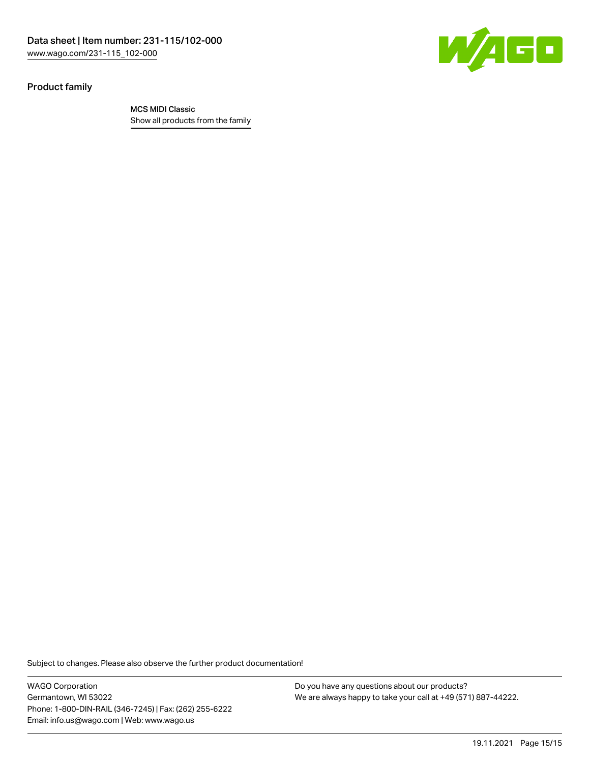Product family

MCS MIDI Classic
Show all products from the family